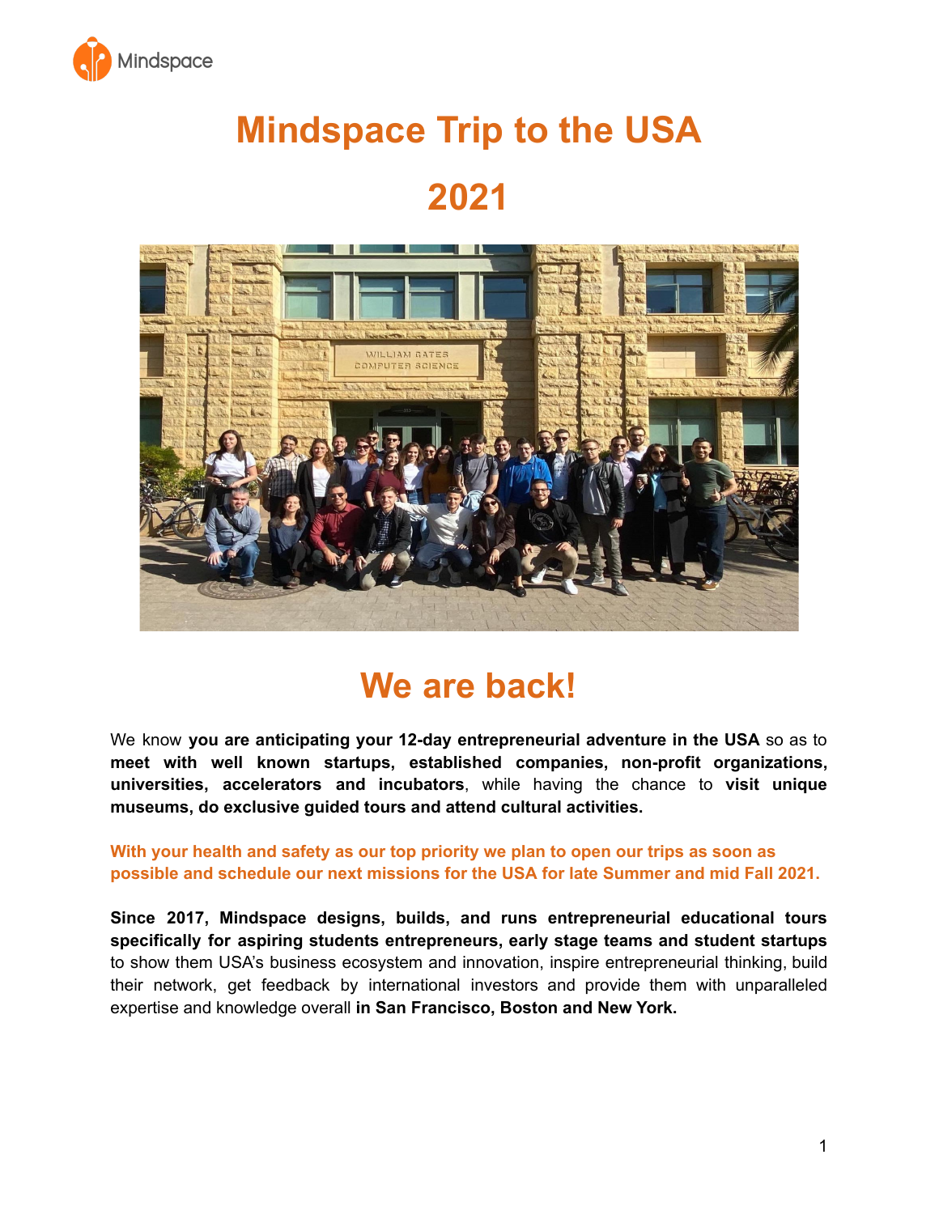Mindspace

# Mindspace Trip to the USA

# 2021

## We are back!

We know **you are anticipating your 12-day entrepreneurial adventure in the USA** so as to **meet with well known startups, established companies, non-profit organizations, universities, accelerators and incubators**, while having the chance to **visit unique museums, do exclusive guided tours and attend cultural activities.**

**With your health and safety as our top priority we plan to open our trips as soon as possible and schedule our next missions for the USA for late Summer and mid Fall 2021.**

**Since 2017, Mindspace designs, builds, and runs entrepreneurial educational tours specifically for aspiring students entrepreneurs, early stage teams and student startups** to show them USA's business ecosystem and innovation, inspire entrepreneurial thinking, build their network, get feedback by international investors and provide them with unparalleled expertise and knowledge overall **in San Francisco, Boston and New York.**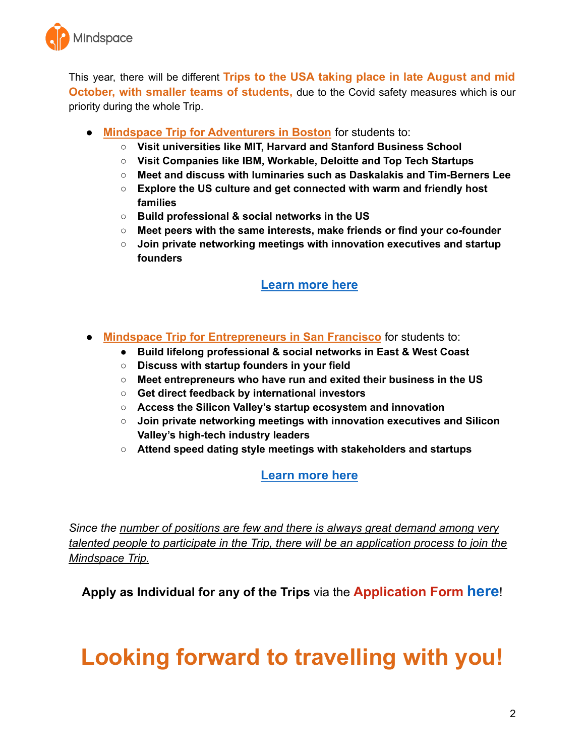This year, there will be different **Trips to the USA taking place in late August and mid October, with smaller teams of students,** due to the Covid safety measures which is our priority during the whole Trip.

- **Mindspace Trip for Adventurers in Boston** for students to:
  - **Visit universities like MIT, Harvard and Stanford Business School**
  - **Visit Companies like IBM, Workable, Deloitte and Top Tech Startups**
  - **Meet and discuss with luminaries such as Daskalakis and Tim-Berners Lee**
  - **Explore the US culture and get connected with warm and friendly host families**
  - **Build professional & social networks in the US**
  - **Meet peers with the same interests, make friends or find your co-founder**
  - **Join private networking meetings with innovation executives and startup founders**

**Learn more here**

- **Mindspace Trip for Entrepreneurs in San Francisco** for students to:
  - **Build lifelong professional & social networks in East & West Coast**
  - **Discuss with startup founders in your field**
  - **Meet entrepreneurs who have run and exited their business in the US**
  - **Get direct feedback by international investors**
  - **Access the Silicon Valley's startup ecosystem and innovation**
  - **Join private networking meetings with innovation executives and Silicon Valley's high-tech industry leaders**
  - **Attend speed dating style meetings with stakeholders and startups**

**Learn more here**

*Since the number of positions are few and there is always great demand among very talented people to participate in the Trip, there will be an application process to join the Mindspace Trip.*

**Apply as Individual for any of the Trips** via the **Application Form here**!

# Looking forward to travelling with you!